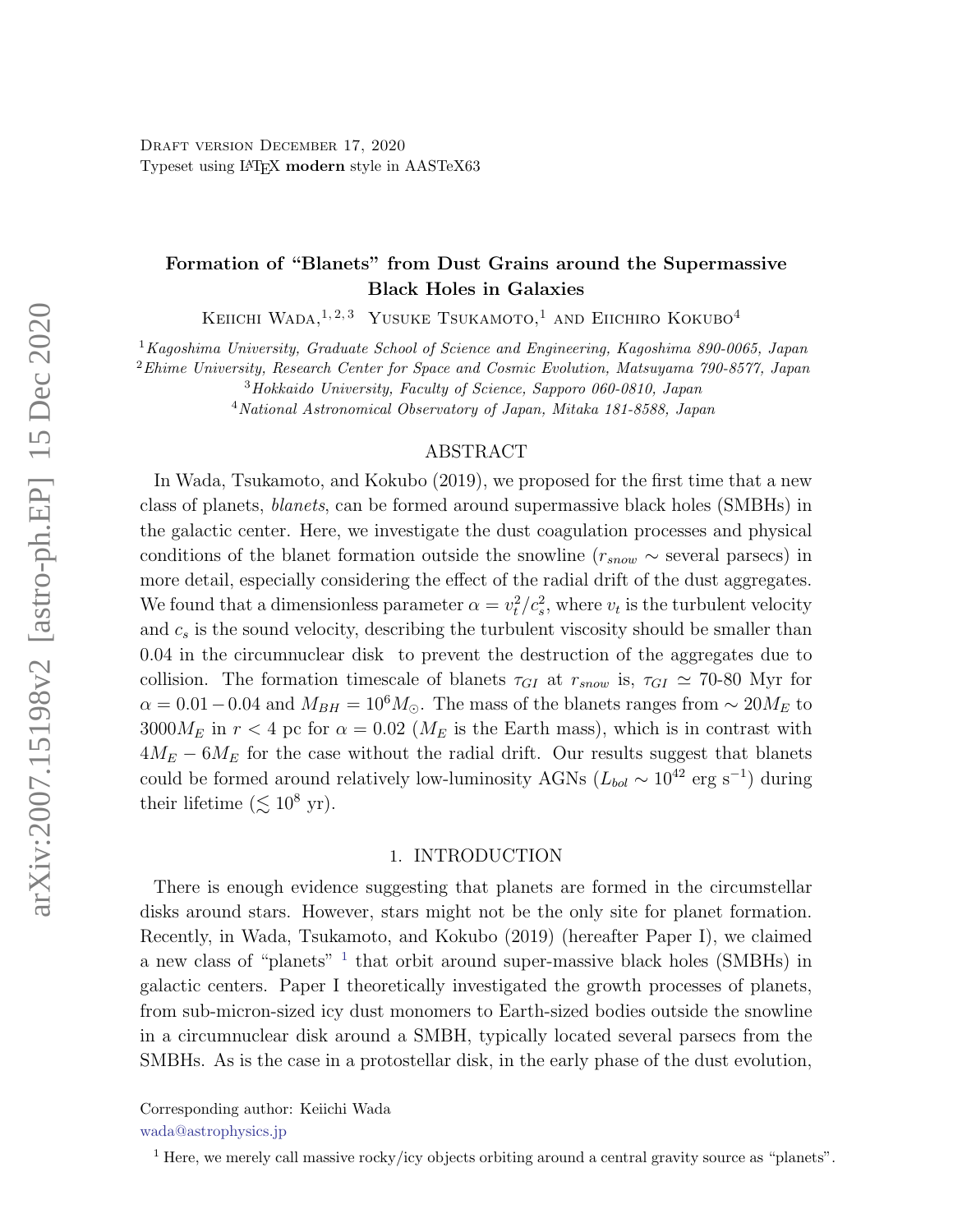Draft version December 17, 2020

Typeset using LaTeX **modern** style in AASTeX63

# Formation of "Blanets" from Dust Grains around the Supermassive Black Holes in Galaxies

Keiichi Wada,[1,2,3] Yusuke Tsukamoto,[1] and Eiichiro Kokubo[4]

[1]*Kagoshima University, Graduate School of Science and Engineering, Kagoshima 890-0065, Japan*

[2]*Ehime University, Research Center for Space and Cosmic Evolution, Matsuyama 790-8577, Japan*

[3]*Hokkaido University, Faculty of Science, Sapporo 060-0810, Japan*

[4]*National Astronomical Observatory of Japan, Mitaka 181-8588, Japan*

## ABSTRACT

In Wada, Tsukamoto, and Kokubo (2019), we proposed for the first time that a new class of planets, *blanets*, can be formed around supermassive black holes (SMBHs) in the galactic center. Here, we investigate the dust coagulation processes and physical conditions of the blanet formation outside the snowline ($r_{snow} \sim$ several parsecs) in more detail, especially considering the effect of the radial drift of the dust aggregates. We found that a dimensionless parameter $\alpha = v_t^2/c_s^2$, where $v_t$ is the turbulent velocity and $c_s$ is the sound velocity, describing the turbulent viscosity should be smaller than 0.04 in the circumnuclear disk to prevent the destruction of the aggregates due to collision. The formation timescale of blanets $\tau_{GI}$ at $r_{snow}$ is, $\tau_{GI} \simeq$ 70-80 Myr for $\alpha = 0.01 - 0.04$ and $M_{BH} = 10^6 M_\odot$. The mass of the blanets ranges from $\sim 20 M_E$ to $3000 M_E$ in $r < 4$ pc for $\alpha = 0.02$ ($M_E$ is the Earth mass), which is in contrast with $4M_E - 6M_E$ for the case without the radial drift. Our results suggest that blanets could be formed around relatively low-luminosity AGNs ($L_{bol} \sim 10^{42}$ erg s$^{-1}$) during their lifetime ($\lesssim 10^8$ yr).

## 1. INTRODUCTION

There is enough evidence suggesting that planets are formed in the circumstellar disks around stars. However, stars might not be the only site for planet formation. Recently, in Wada, Tsukamoto, and Kokubo (2019) (hereafter Paper I), we claimed a new class of "planets" [1] that orbit around super-massive black holes (SMBHs) in galactic centers. Paper I theoretically investigated the growth processes of planets, from sub-micron-sized icy dust monomers to Earth-sized bodies outside the snowline in a circumnuclear disk around a SMBH, typically located several parsecs from the SMBHs. As is the case in a protostellar disk, in the early phase of the dust evolution,

Corresponding author: Keiichi Wada

wada@astrophysics.jp

[1] Here, we merely call massive rocky/icy objects orbiting around a central gravity source as "planets".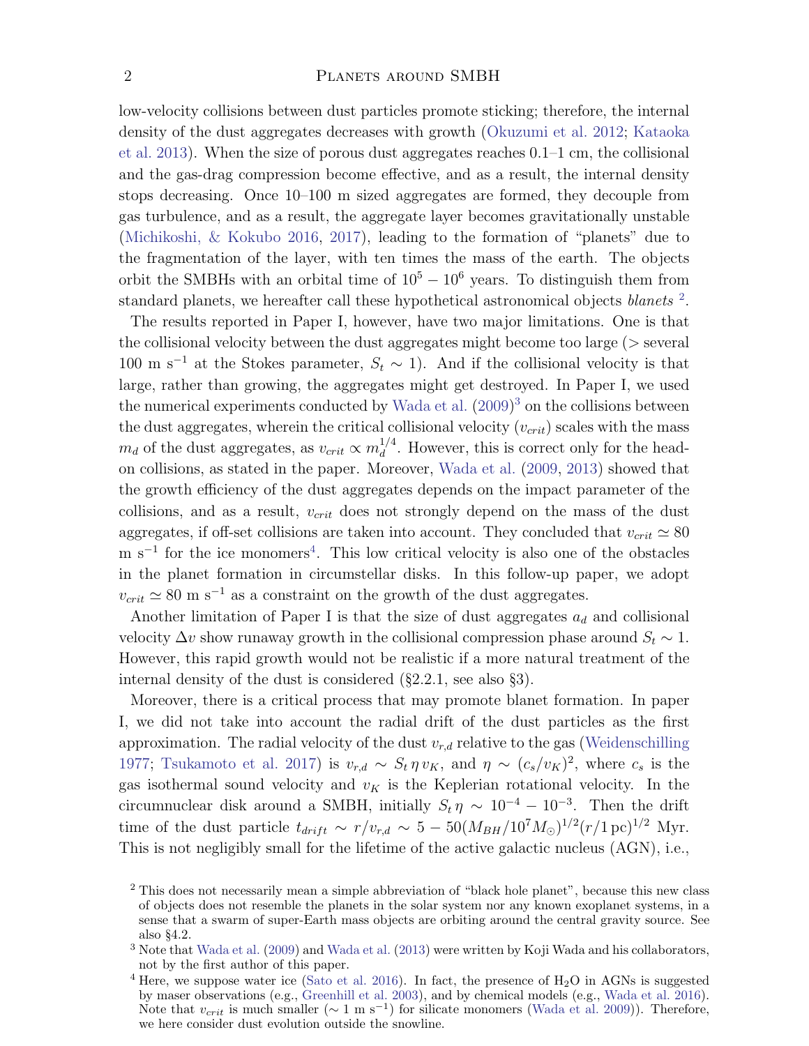low-velocity collisions between dust particles promote sticking; therefore, the internal density of the dust aggregates decreases with growth (Okuzumi et al. 2012; Kataoka et al. 2013). When the size of porous dust aggregates reaches 0.1–1 cm, the collisional and the gas-drag compression become effective, and as a result, the internal density stops decreasing. Once 10–100 m sized aggregates are formed, they decouple from gas turbulence, and as a result, the aggregate layer becomes gravitationally unstable (Michikoshi, & Kokubo 2016, 2017), leading to the formation of "planets" due to the fragmentation of the layer, with ten times the mass of the earth. The objects orbit the SMBHs with an orbital time of $10^5 - 10^6$ years. To distinguish them from standard planets, we hereafter call these hypothetical astronomical objects *blanets* [2].

The results reported in Paper I, however, have two major limitations. One is that the collisional velocity between the dust aggregates might become too large (> several 100 m s$^{-1}$ at the Stokes parameter, $S_t \sim 1$). And if the collisional velocity is that large, rather than growing, the aggregates might get destroyed. In Paper I, we used the numerical experiments conducted by Wada et al. (2009)[3] on the collisions between the dust aggregates, wherein the critical collisional velocity ($v_{crit}$) scales with the mass $m_d$ of the dust aggregates, as $v_{crit} \propto m_d^{1/4}$. However, this is correct only for the head-on collisions, as stated in the paper. Moreover, Wada et al. (2009, 2013) showed that the growth efficiency of the dust aggregates depends on the impact parameter of the collisions, and as a result, $v_{crit}$ does not strongly depend on the mass of the dust aggregates, if off-set collisions are taken into account. They concluded that $v_{crit} \simeq 80$ m s$^{-1}$ for the ice monomers[4]. This low critical velocity is also one of the obstacles in the planet formation in circumstellar disks. In this follow-up paper, we adopt $v_{crit} \simeq 80$ m s$^{-1}$ as a constraint on the growth of the dust aggregates.

Another limitation of Paper I is that the size of dust aggregates $a_d$ and collisional velocity $\Delta v$ show runaway growth in the collisional compression phase around $S_t \sim 1$. However, this rapid growth would not be realistic if a more natural treatment of the internal density of the dust is considered (§2.2.1, see also §3).

Moreover, there is a critical process that may promote blanet formation. In paper I, we did not take into account the radial drift of the dust particles as the first approximation. The radial velocity of the dust $v_{r,d}$ relative to the gas (Weidenschilling 1977; Tsukamoto et al. 2017) is $v_{r,d} \sim S_t \, \eta \, v_K$, and $\eta \sim (c_s/v_K)^2$, where $c_s$ is the gas isothermal sound velocity and $v_K$ is the Keplerian rotational velocity. In the circumnuclear disk around a SMBH, initially $S_t \eta \sim 10^{-4} - 10^{-3}$. Then the drift time of the dust particle $t_{drift} \sim r/v_{r,d} \sim 5 - 50 (M_{BH}/10^7 M_\odot)^{1/2} (r/1\,\mathrm{pc})^{1/2}$ Myr. This is not negligibly small for the lifetime of the active galactic nucleus (AGN), i.e.,

[2] This does not necessarily mean a simple abbreviation of "black hole planet", because this new class of objects does not resemble the planets in the solar system nor any known exoplanet systems, in a sense that a swarm of super-Earth mass objects are orbiting around the central gravity source. See also §4.2.

[3] Note that Wada et al. (2009) and Wada et al. (2013) were written by Koji Wada and his collaborators, not by the first author of this paper.

[4] Here, we suppose water ice (Sato et al. 2016). In fact, the presence of $H_2O$ in AGNs is suggested by maser observations (e.g., Greenhill et al. 2003), and by chemical models (e.g., Wada et al. 2016). Note that $v_{crit}$ is much smaller ($\sim 1$ m s$^{-1}$) for silicate monomers (Wada et al. 2009)). Therefore, we here consider dust evolution outside the snowline.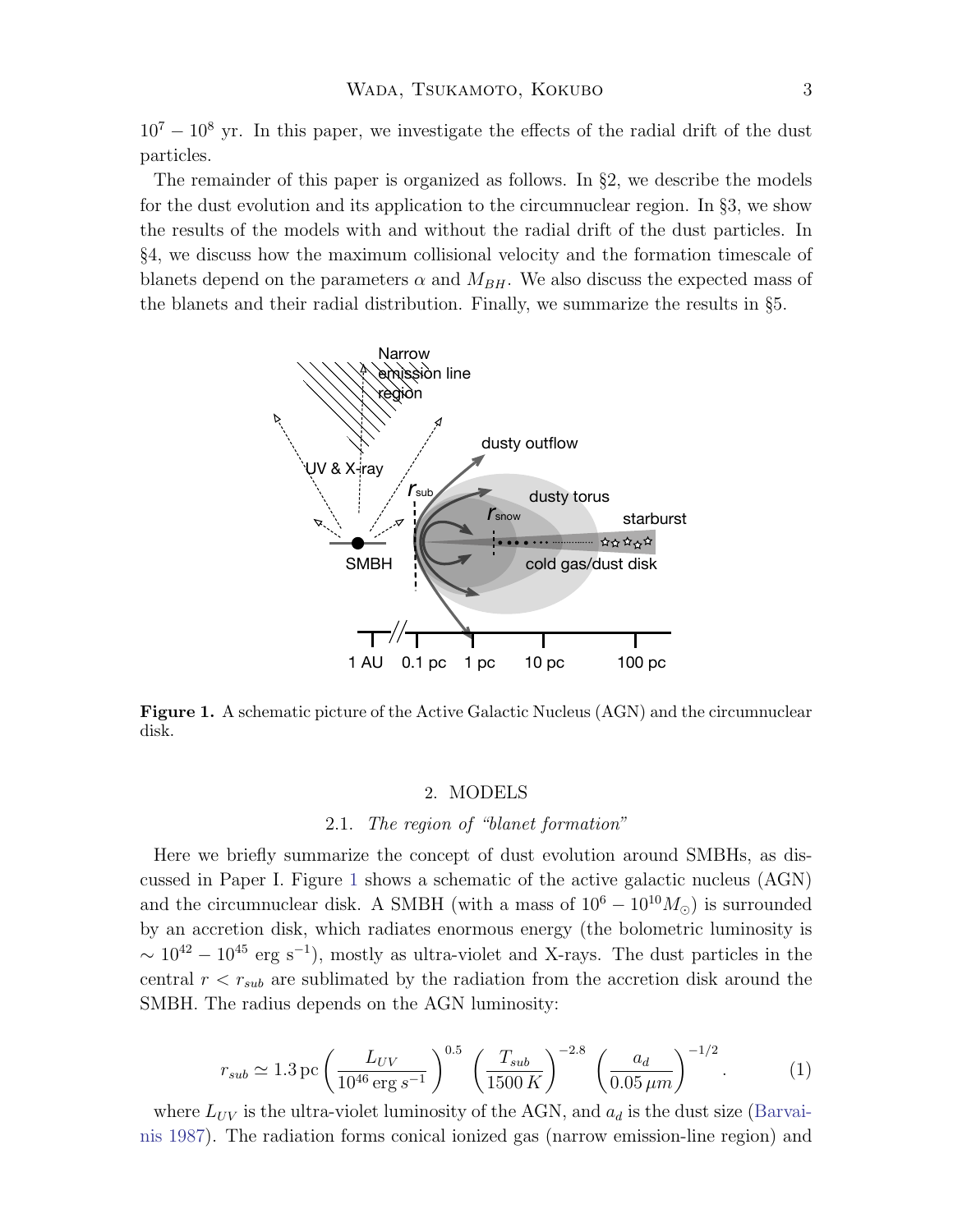$10^7 - 10^8$ yr. In this paper, we investigate the effects of the radial drift of the dust particles.

The remainder of this paper is organized as follows. In §2, we describe the models for the dust evolution and its application to the circumnuclear region. In §3, we show the results of the models with and without the radial drift of the dust particles. In §4, we discuss how the maximum collisional velocity and the formation timescale of blanets depend on the parameters $\alpha$ and $M_{BH}$. We also discuss the expected mass of the blanets and their radial distribution. Finally, we summarize the results in §5.

**Figure 1.** A schematic picture of the Active Galactic Nucleus (AGN) and the circumnuclear disk.

## 2. MODELS

### 2.1. *The region of "blanet formation"*

Here we briefly summarize the concept of dust evolution around SMBHs, as discussed in Paper I. Figure 1 shows a schematic of the active galactic nucleus (AGN) and the circumnuclear disk. A SMBH (with a mass of $10^6 - 10^{10} M_\odot$) is surrounded by an accretion disk, which radiates enormous energy (the bolometric luminosity is $\sim 10^{42} - 10^{45}$ erg s$^{-1}$), mostly as ultra-violet and X-rays. The dust particles in the central $r < r_{sub}$ are sublimated by the radiation from the accretion disk around the SMBH. The radius depends on the AGN luminosity:

$$r_{sub} \simeq 1.3\,\mathrm{pc} \left( \frac{L_{UV}}{10^{46}\,\mathrm{erg}\,s^{-1}} \right)^{0.5} \left( \frac{T_{sub}}{1500\,K} \right)^{-2.8} \left( \frac{a_d}{0.05\,\mu m} \right)^{-1/2}. \tag{1}$$

where $L_{UV}$ is the ultra-violet luminosity of the AGN, and $a_d$ is the dust size (Barvainis 1987). The radiation forms conical ionized gas (narrow emission-line region) and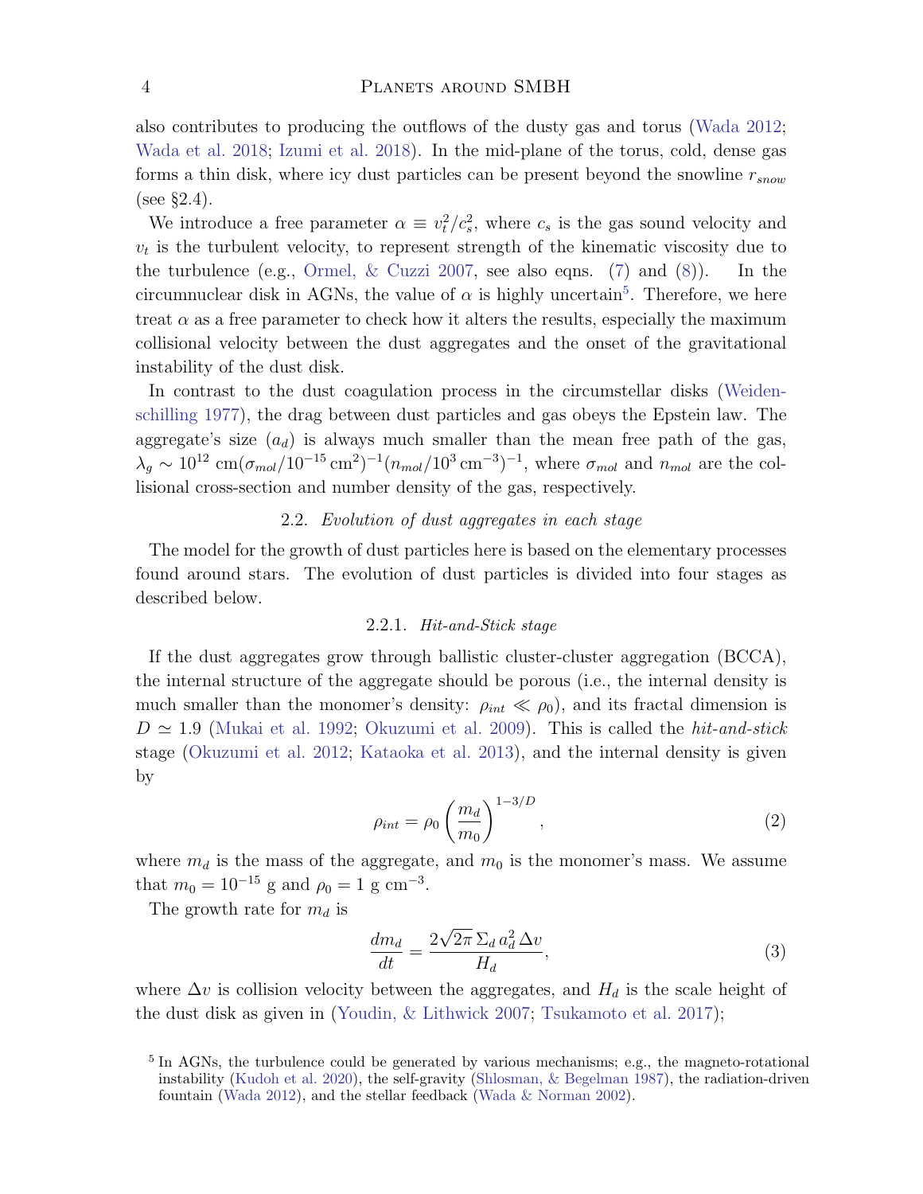also contributes to producing the outflows of the dusty gas and torus (Wada 2012; Wada et al. 2018; Izumi et al. 2018). In the mid-plane of the torus, cold, dense gas forms a thin disk, where icy dust particles can be present beyond the snowline $r_{snow}$ (see §2.4).

We introduce a free parameter $\alpha \equiv v_t^2/c_s^2$, where $c_s$ is the gas sound velocity and $v_t$ is the turbulent velocity, to represent strength of the kinematic viscosity due to the turbulence (e.g., Ormel, & Cuzzi 2007, see also eqns. (7) and (8)). In the circumnuclear disk in AGNs, the value of $\alpha$ is highly uncertain[5]. Therefore, we here treat $\alpha$ as a free parameter to check how it alters the results, especially the maximum collisional velocity between the dust aggregates and the onset of the gravitational instability of the dust disk.

In contrast to the dust coagulation process in the circumstellar disks (Weidenschilling 1977), the drag between dust particles and gas obeys the Epstein law. The aggregate's size ($a_d$) is always much smaller than the mean free path of the gas, $\lambda_g \sim 10^{12}$ cm$(\sigma_{mol}/10^{-15}\,\mathrm{cm}^2)^{-1}(n_{mol}/10^3\,\mathrm{cm}^{-3})^{-1}$, where $\sigma_{mol}$ and $n_{mol}$ are the collisional cross-section and number density of the gas, respectively.

## 2.2. *Evolution of dust aggregates in each stage*

The model for the growth of dust particles here is based on the elementary processes found around stars. The evolution of dust particles is divided into four stages as described below.

### 2.2.1. *Hit-and-Stick stage*

If the dust aggregates grow through ballistic cluster-cluster aggregation (BCCA), the internal structure of the aggregate should be porous (i.e., the internal density is much smaller than the monomer's density: $\rho_{int} \ll \rho_0$), and its fractal dimension is $D \simeq 1.9$ (Mukai et al. 1992; Okuzumi et al. 2009). This is called the *hit-and-stick* stage (Okuzumi et al. 2012; Kataoka et al. 2013), and the internal density is given by

$$\rho_{int} = \rho_0 \left(\frac{m_d}{m_0}\right)^{1-3/D}, \tag{2}$$

where $m_d$ is the mass of the aggregate, and $m_0$ is the monomer's mass. We assume that $m_0 = 10^{-15}$ g and $\rho_0 = 1$ g cm$^{-3}$.

The growth rate for $m_d$ is

$$\frac{dm_d}{dt} = \frac{2\sqrt{2\pi}\,\Sigma_d\,a_d^2\,\Delta v}{H_d}, \tag{3}$$

where $\Delta v$ is collision velocity between the aggregates, and $H_d$ is the scale height of the dust disk as given in (Youdin, & Lithwick 2007; Tsukamoto et al. 2017);

[5] In AGNs, the turbulence could be generated by various mechanisms; e.g., the magneto-rotational instability (Kudoh et al. 2020), the self-gravity (Shlosman, & Begelman 1987), the radiation-driven fountain (Wada 2012), and the stellar feedback (Wada & Norman 2002).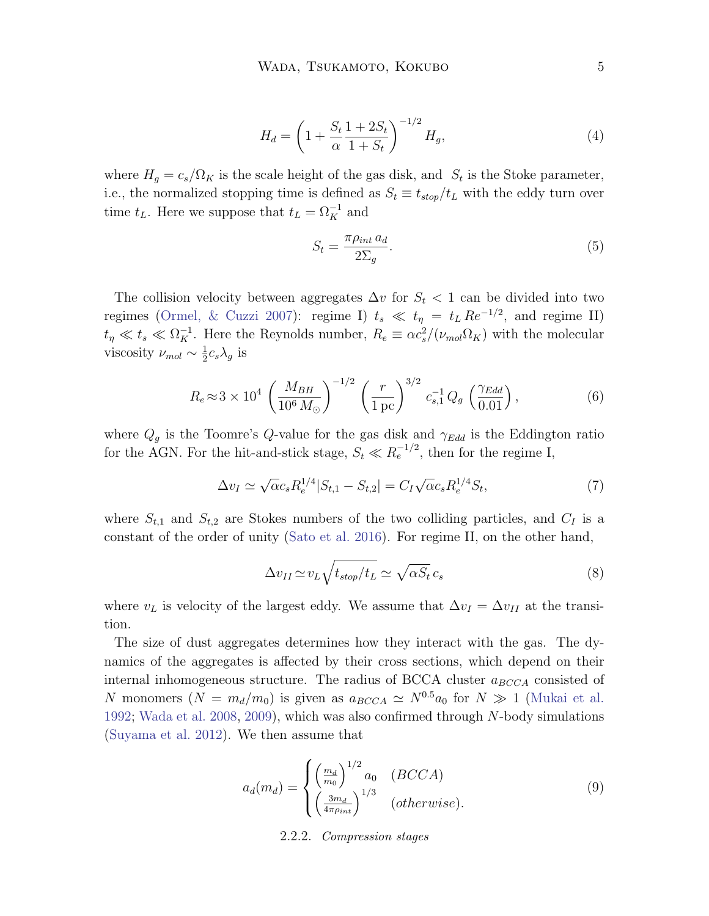$$H_d = \left(1 + \frac{S_t}{\alpha}\frac{1+2S_t}{1+S_t}\right)^{-1/2} H_g, \tag{4}$$

where $H_g = c_s/\Omega_K$ is the scale height of the gas disk, and $S_t$ is the Stoke parameter, i.e., the normalized stopping time is defined as $S_t \equiv t_{stop}/t_L$ with the eddy turn over time $t_L$. Here we suppose that $t_L = \Omega_K^{-1}$ and

$$S_t = \frac{\pi \rho_{int}\, a_d}{2\Sigma_g}. \tag{5}$$

The collision velocity between aggregates $\Delta v$ for $S_t < 1$ can be divided into two regimes (Ormel, & Cuzzi 2007): regime I) $t_s \ll t_\eta = t_L\, Re^{-1/2}$, and regime II) $t_\eta \ll t_s \ll \Omega_K^{-1}$. Here the Reynolds number, $R_e \equiv \alpha c_s^2/(\nu_{mol}\Omega_K)$ with the molecular viscosity $\nu_{mol} \sim \frac{1}{2} c_s \lambda_g$ is

$$R_e \approx 3\times 10^4 \left(\frac{M_{BH}}{10^6\, M_\odot}\right)^{-1/2} \left(\frac{r}{1\,\mathrm{pc}}\right)^{3/2} c_{s,1}^{-1}\, Q_g \left(\frac{\gamma_{Edd}}{0.01}\right), \tag{6}$$

where $Q_g$ is the Toomre's $Q$-value for the gas disk and $\gamma_{Edd}$ is the Eddington ratio for the AGN. For the hit-and-stick stage, $S_t \ll R_e^{-1/2}$, then for the regime I,

$$\Delta v_I \simeq \sqrt{\alpha} c_s R_e^{1/4} |S_{t,1} - S_{t,2}| = C_I \sqrt{\alpha} c_s R_e^{1/4} S_t, \tag{7}$$

where $S_{t,1}$ and $S_{t,2}$ are Stokes numbers of the two colliding particles, and $C_I$ is a constant of the order of unity (Sato et al. 2016). For regime II, on the other hand,

$$\Delta v_{II} \simeq v_L \sqrt{t_{stop}/t_L} \simeq \sqrt{\alpha S_t}\, c_s \tag{8}$$

where $v_L$ is velocity of the largest eddy. We assume that $\Delta v_I = \Delta v_{II}$ at the transition.

The size of dust aggregates determines how they interact with the gas. The dynamics of the aggregates is affected by their cross sections, which depend on their internal inhomogeneous structure. The radius of BCCA cluster $a_{BCCA}$ consisted of $N$ monomers ($N = m_d/m_0$) is given as $a_{BCCA} \simeq N^{0.5} a_0$ for $N \gg 1$ (Mukai et al. 1992; Wada et al. 2008, 2009), which was also confirmed through $N$-body simulations (Suyama et al. 2012). We then assume that

$$a_d(m_d) = \begin{cases} \left(\frac{m_d}{m_0}\right)^{1/2} a_0 & (BCCA) \\ \left(\frac{3 m_d}{4\pi \rho_{int}}\right)^{1/3} & (otherwise). \end{cases} \tag{9}$$

#### 2.2.2. *Compression stages*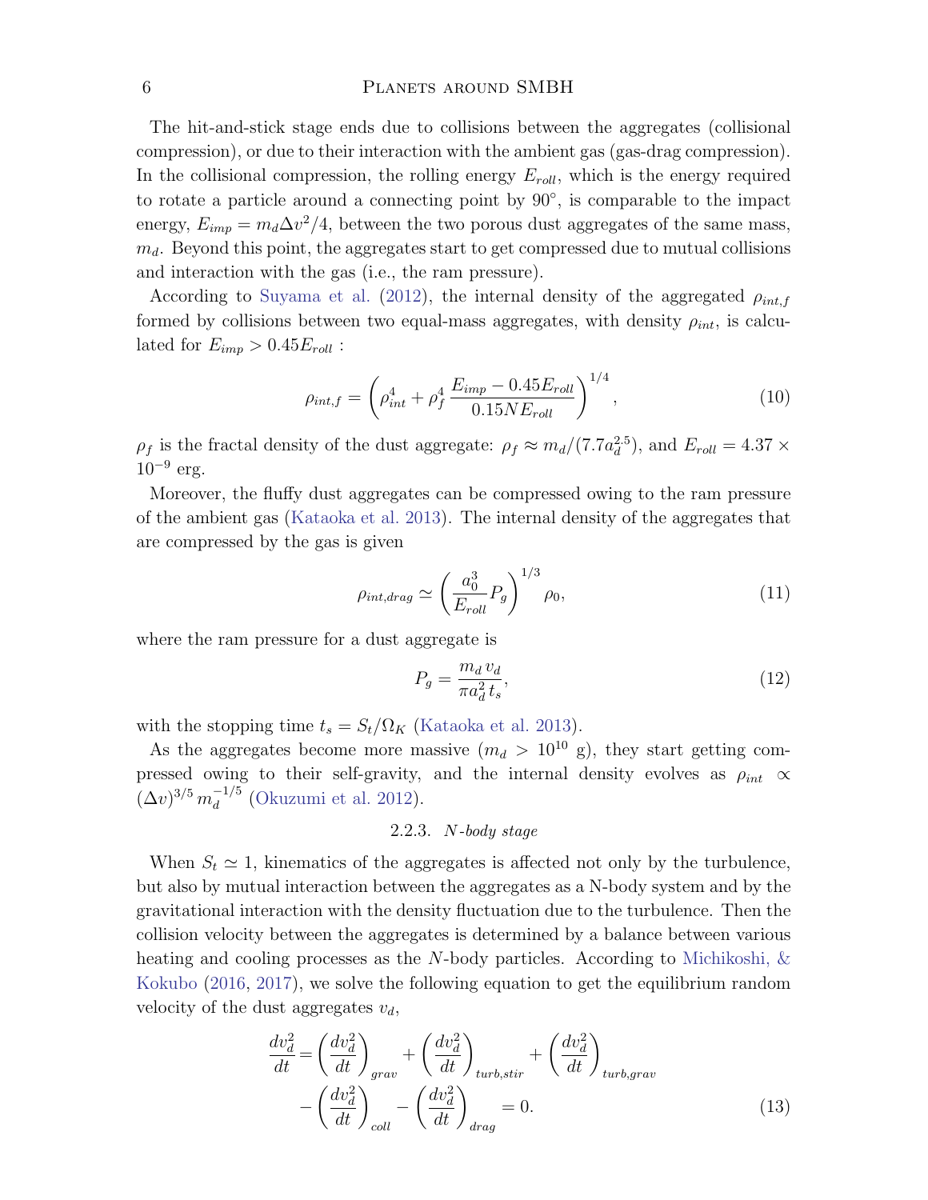The hit-and-stick stage ends due to collisions between the aggregates (collisional compression), or due to their interaction with the ambient gas (gas-drag compression). In the collisional compression, the rolling energy $E_{roll}$, which is the energy required to rotate a particle around a connecting point by 90°, is comparable to the impact energy, $E_{imp} = m_d \Delta v^2/4$, between the two porous dust aggregates of the same mass, $m_d$. Beyond this point, the aggregates start to get compressed due to mutual collisions and interaction with the gas (i.e., the ram pressure).

According to Suyama et al. (2012), the internal density of the aggregated $\rho_{int,f}$ formed by collisions between two equal-mass aggregates, with density $\rho_{int}$, is calculated for $E_{imp} > 0.45 E_{roll}$ :

$$\rho_{int,f} = \left( \rho_{int}^4 + \rho_f^4 \frac{E_{imp} - 0.45 E_{roll}}{0.15 N E_{roll}} \right)^{1/4}, \tag{10}$$

$\rho_f$ is the fractal density of the dust aggregate: $\rho_f \approx m_d/(7.7 a_d^{2.5})$, and $E_{roll} = 4.37 \times 10^{-9}$ erg.

Moreover, the fluffy dust aggregates can be compressed owing to the ram pressure of the ambient gas (Kataoka et al. 2013). The internal density of the aggregates that are compressed by the gas is given

$$\rho_{int,drag} \simeq \left( \frac{a_0^3}{E_{roll}} P_g \right)^{1/3} \rho_0, \tag{11}$$

where the ram pressure for a dust aggregate is

$$P_g = \frac{m_d \, v_d}{\pi a_d^2 \, t_s}, \tag{12}$$

with the stopping time $t_s = S_t/\Omega_K$ (Kataoka et al. 2013).

As the aggregates become more massive ($m_d > 10^{10}$ g), they start getting compressed owing to their self-gravity, and the internal density evolves as $\rho_{int} \propto (\Delta v)^{3/5} \, m_d^{-1/5}$ (Okuzumi et al. 2012).

### 2.2.3. *N-body stage*

When $S_t \simeq 1$, kinematics of the aggregates is affected not only by the turbulence, but also by mutual interaction between the aggregates as a N-body system and by the gravitational interaction with the density fluctuation due to the turbulence. Then the collision velocity between the aggregates is determined by a balance between various heating and cooling processes as the $N$-body particles. According to Michikoshi, & Kokubo (2016, 2017), we solve the following equation to get the equilibrium random velocity of the dust aggregates $v_d$,

$$\frac{dv_d^2}{dt} = \left( \frac{dv_d^2}{dt} \right)_{grav} + \left( \frac{dv_d^2}{dt} \right)_{turb,stir} + \left( \frac{dv_d^2}{dt} \right)_{turb,grav} - \left( \frac{dv_d^2}{dt} \right)_{coll} - \left( \frac{dv_d^2}{dt} \right)_{drag} = 0. \tag{13}$$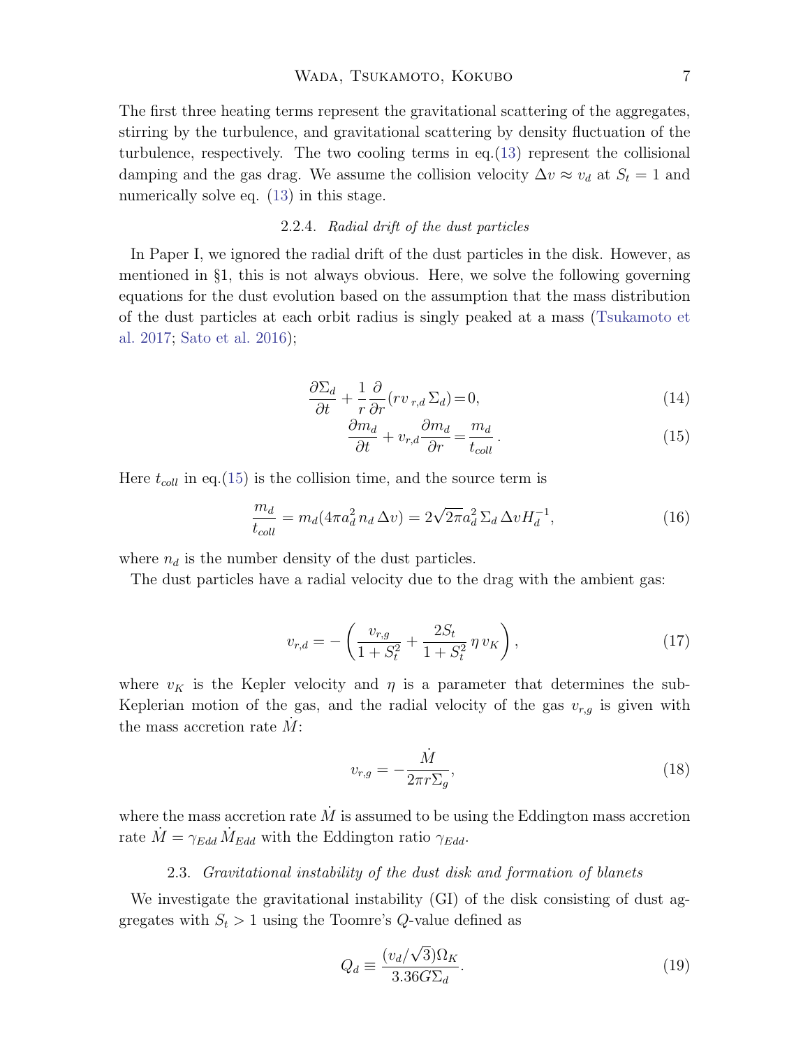The first three heating terms represent the gravitational scattering of the aggregates, stirring by the turbulence, and gravitational scattering by density fluctuation of the turbulence, respectively. The two cooling terms in eq.(13) represent the collisional damping and the gas drag. We assume the collision velocity $\Delta v \approx v_d$ at $S_t = 1$ and numerically solve eq. (13) in this stage.

#### 2.2.4. *Radial drift of the dust particles*

In Paper I, we ignored the radial drift of the dust particles in the disk. However, as mentioned in §1, this is not always obvious. Here, we solve the following governing equations for the dust evolution based on the assumption that the mass distribution of the dust particles at each orbit radius is singly peaked at a mass (Tsukamoto et al. 2017; Sato et al. 2016);

$$\frac{\partial \Sigma_d}{\partial t} + \frac{1}{r}\frac{\partial}{\partial r}(r v_{r,d}\, \Sigma_d) = 0, \tag{14}$$

$$\frac{\partial m_d}{\partial t} + v_{r,d}\frac{\partial m_d}{\partial r} = \frac{m_d}{t_{coll}}\,. \tag{15}$$

Here $t_{coll}$ in eq.(15) is the collision time, and the source term is

$$\frac{m_d}{t_{coll}} = m_d(4\pi a_d^2\, n_d\, \Delta v) = 2\sqrt{2\pi} a_d^2\, \Sigma_d\, \Delta v H_d^{-1}, \tag{16}$$

where $n_d$ is the number density of the dust particles.

The dust particles have a radial velocity due to the drag with the ambient gas:

$$v_{r,d} = -\left(\frac{v_{r,g}}{1+S_t^2} + \frac{2S_t}{1+S_t^2}\,\eta\, v_K\right), \tag{17}$$

where $v_K$ is the Kepler velocity and $\eta$ is a parameter that determines the sub-Keplerian motion of the gas, and the radial velocity of the gas $v_{r,g}$ is given with the mass accretion rate $\dot{M}$:

$$v_{r,g} = -\frac{\dot{M}}{2\pi r \Sigma_g}, \tag{18}$$

where the mass accretion rate $\dot{M}$ is assumed to be using the Eddington mass accretion rate $\dot{M} = \gamma_{Edd}\, \dot{M}_{Edd}$ with the Eddington ratio $\gamma_{Edd}$.

### 2.3. *Gravitational instability of the dust disk and formation of blanets*

We investigate the gravitational instability (GI) of the disk consisting of dust aggregates with $S_t > 1$ using the Toomre's $Q$-value defined as

$$Q_d \equiv \frac{(v_d/\sqrt{3})\Omega_K}{3.36 G \Sigma_d}. \tag{19}$$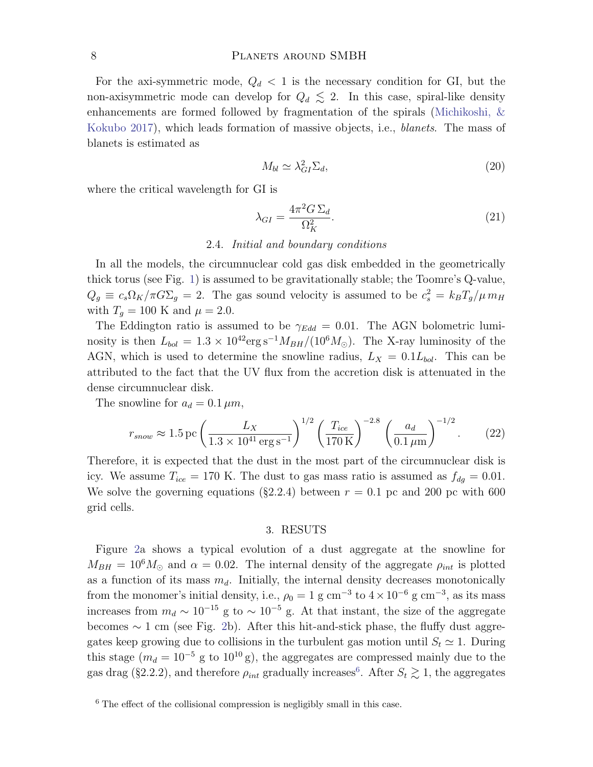For the axi-symmetric mode, $Q_d < 1$ is the necessary condition for GI, but the non-axisymmetric mode can develop for $Q_d \lesssim 2$. In this case, spiral-like density enhancements are formed followed by fragmentation of the spirals (Michikoshi, & Kokubo 2017), which leads formation of massive objects, i.e., *blanets*. The mass of blanets is estimated as

$$M_{bl} \simeq \lambda_{GI}^2 \Sigma_d, \tag{20}$$

where the critical wavelength for GI is

$$\lambda_{GI} = \frac{4\pi^2 G\,\Sigma_d}{\Omega_K^2}. \tag{21}$$

### 2.4. *Initial and boundary conditions*

In all the models, the circumnuclear cold gas disk embedded in the geometrically thick torus (see Fig. 1) is assumed to be gravitationally stable; the Toomre's Q-value, $Q_g \equiv c_s \Omega_K / \pi G \Sigma_g = 2$. The gas sound velocity is assumed to be $c_s^2 = k_B T_g / \mu\, m_H$ with $T_g = 100$ K and $\mu = 2.0$.

The Eddington ratio is assumed to be $\gamma_{Edd} = 0.01$. The AGN bolometric luminosity is then $L_{bol} = 1.3 \times 10^{42} \mathrm{erg\,s^{-1}} M_{BH}/(10^6 M_\odot)$. The X-ray luminosity of the AGN, which is used to determine the snowline radius, $L_X = 0.1 L_{bol}$. This can be attributed to the fact that the UV flux from the accretion disk is attenuated in the dense circumnuclear disk.

The snowline for $a_d = 0.1\,\mu m$,

$$r_{snow} \approx 1.5\,\mathrm{pc} \left( \frac{L_X}{1.3 \times 10^{41}\,\mathrm{erg\,s^{-1}}} \right)^{1/2} \left( \frac{T_{ice}}{170\,\mathrm{K}} \right)^{-2.8} \left( \frac{a_d}{0.1\,\mu\mathrm{m}} \right)^{-1/2}. \tag{22}$$

Therefore, it is expected that the dust in the most part of the circumnuclear disk is icy. We assume $T_{ice} = 170$ K. The dust to gas mass ratio is assumed as $f_{dg} = 0.01$. We solve the governing equations (§2.2.4) between $r = 0.1$ pc and 200 pc with 600 grid cells.

## 3. RESUTS

Figure 2a shows a typical evolution of a dust aggregate at the snowline for $M_{BH} = 10^6 M_\odot$ and $\alpha = 0.02$. The internal density of the aggregate $\rho_{int}$ is plotted as a function of its mass $m_d$. Initially, the internal density decreases monotonically from the monomer's initial density, i.e., $\rho_0 = 1$ g cm$^{-3}$ to $4 \times 10^{-6}$ g cm$^{-3}$, as its mass increases from $m_d \sim 10^{-15}$ g to $\sim 10^{-5}$ g. At that instant, the size of the aggregate becomes $\sim 1$ cm (see Fig. 2b). After this hit-and-stick phase, the fluffy dust aggregates keep growing due to collisions in the turbulent gas motion until $S_t \simeq 1$. During this stage ($m_d = 10^{-5}$ g to $10^{10}$ g), the aggregates are compressed mainly due to the gas drag (§2.2.2), and therefore $\rho_{int}$ gradually increases[6]. After $S_t \gtrsim 1$, the aggregates

[6] The effect of the collisional compression is negligibly small in this case.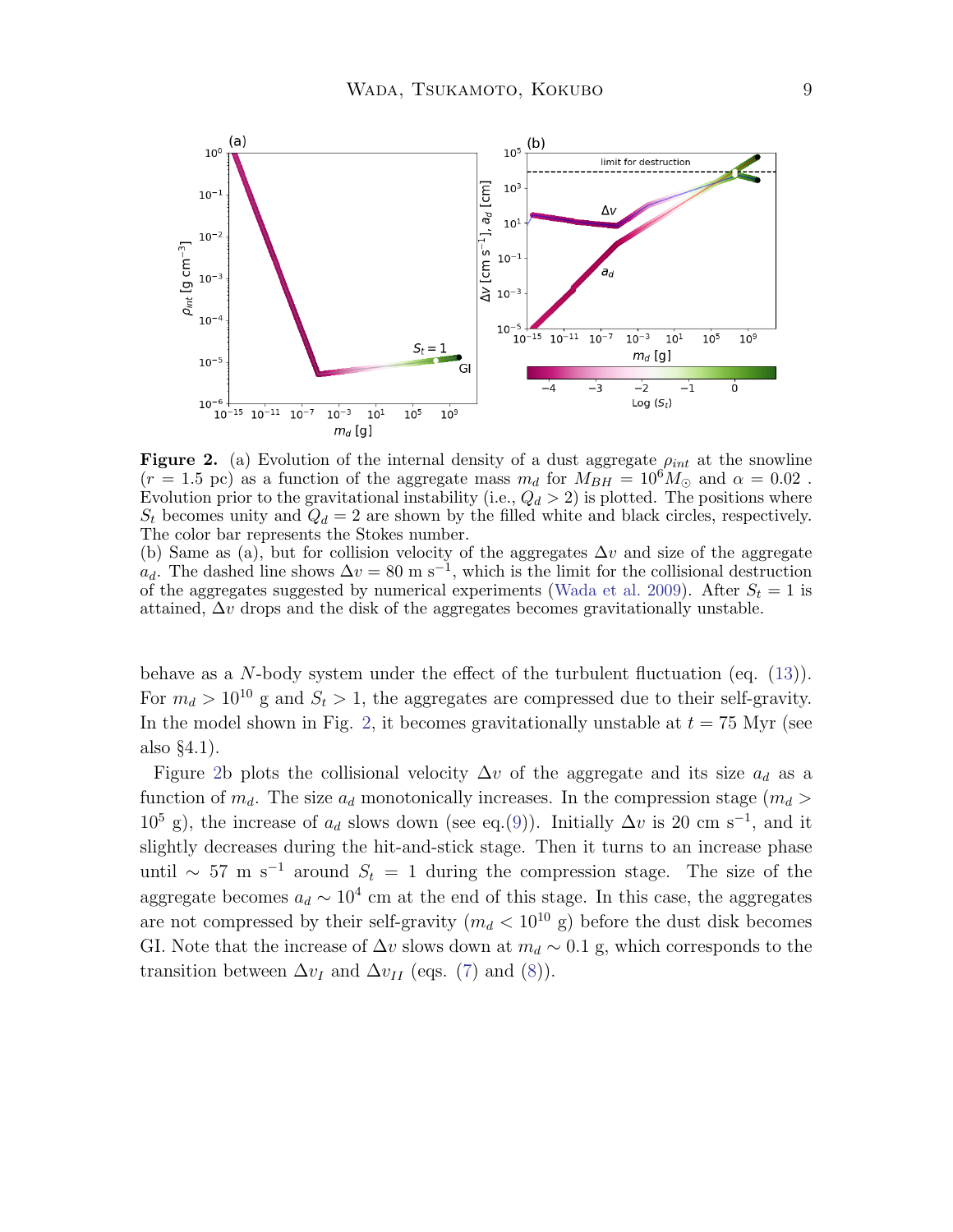**Figure 2.** (a) Evolution of the internal density of a dust aggregate $\rho_{int}$ at the snowline ($r = 1.5$ pc) as a function of the aggregate mass $m_d$ for $M_{BH} = 10^6 M_\odot$ and $\alpha = 0.02$ . Evolution prior to the gravitational instability (i.e., $Q_d > 2$) is plotted. The positions where $S_t$ becomes unity and $Q_d = 2$ are shown by the filled white and black circles, respectively. The color bar represents the Stokes number.
(b) Same as (a), but for collision velocity of the aggregates $\Delta v$ and size of the aggregate $a_d$. The dashed line shows $\Delta v = 80$ m s$^{-1}$, which is the limit for the collisional destruction of the aggregates suggested by numerical experiments (Wada et al. 2009). After $S_t = 1$ is attained, $\Delta v$ drops and the disk of the aggregates becomes gravitationally unstable.

behave as a $N$-body system under the effect of the turbulent fluctuation (eq. (13)). For $m_d > 10^{10}$ g and $S_t > 1$, the aggregates are compressed due to their self-gravity. In the model shown in Fig. 2, it becomes gravitationally unstable at $t = 75$ Myr (see also §4.1).

Figure 2b plots the collisional velocity $\Delta v$ of the aggregate and its size $a_d$ as a function of $m_d$. The size $a_d$ monotonically increases. In the compression stage ($m_d > 10^5$ g), the increase of $a_d$ slows down (see eq.(9)). Initially $\Delta v$ is 20 cm s$^{-1}$, and it slightly decreases during the hit-and-stick stage. Then it turns to an increase phase until $\sim$ 57 m s$^{-1}$ around $S_t = 1$ during the compression stage. The size of the aggregate becomes $a_d \sim 10^4$ cm at the end of this stage. In this case, the aggregates are not compressed by their self-gravity ($m_d < 10^{10}$ g) before the dust disk becomes GI. Note that the increase of $\Delta v$ slows down at $m_d \sim 0.1$ g, which corresponds to the transition between $\Delta v_I$ and $\Delta v_{II}$ (eqs. (7) and (8)).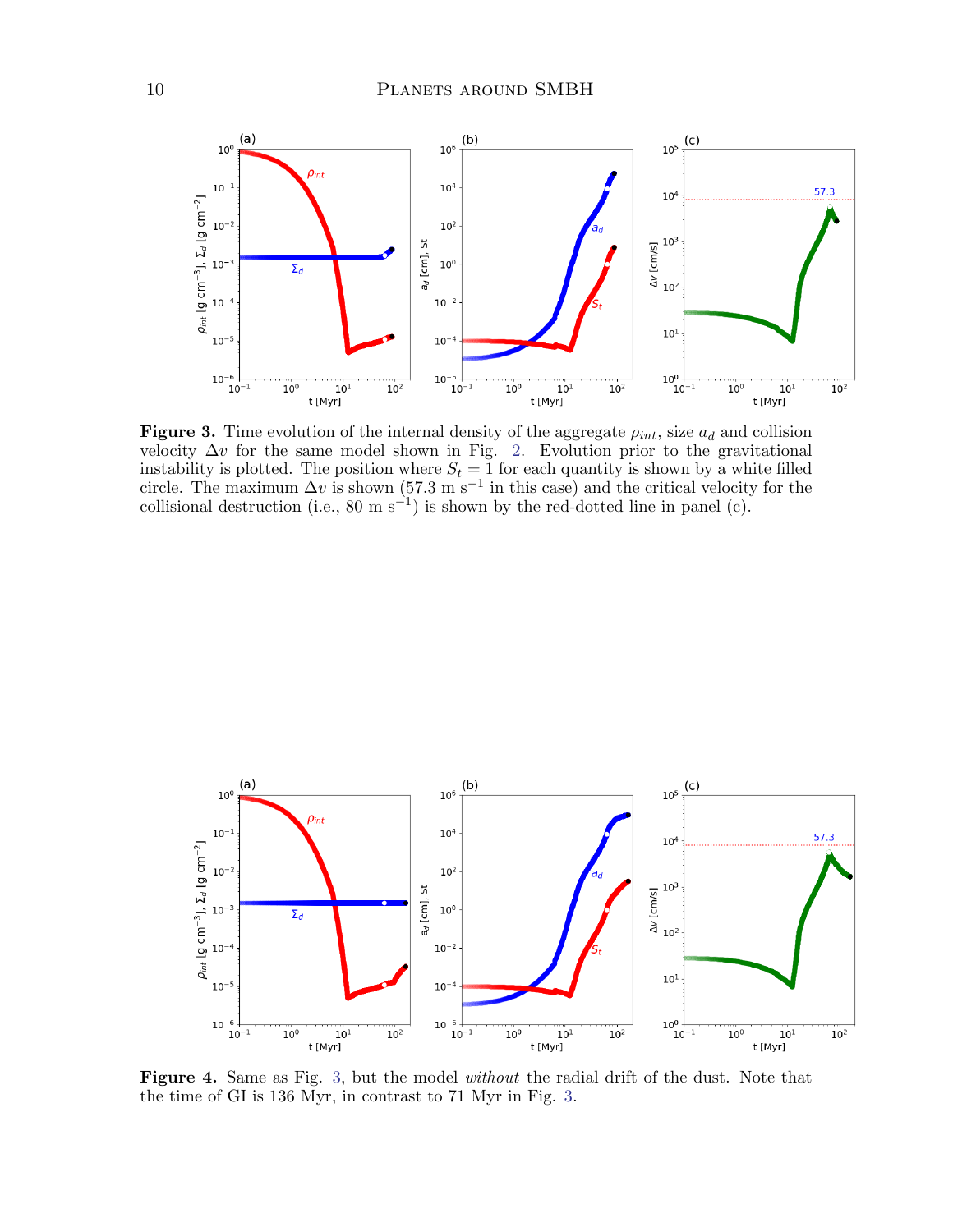**Figure 3.** Time evolution of the internal density of the aggregate $\rho_{int}$, size $a_d$ and collision velocity $\Delta v$ for the same model shown in Fig. 2. Evolution prior to the gravitational instability is plotted. The position where $S_t = 1$ for each quantity is shown by a white filled circle. The maximum $\Delta v$ is shown (57.3 m s$^{-1}$ in this case) and the critical velocity for the collisional destruction (i.e., 80 m s$^{-1}$) is shown by the red-dotted line in panel (c).

**Figure 4.** Same as Fig. 3, but the model *without* the radial drift of the dust. Note that the time of GI is 136 Myr, in contrast to 71 Myr in Fig. 3.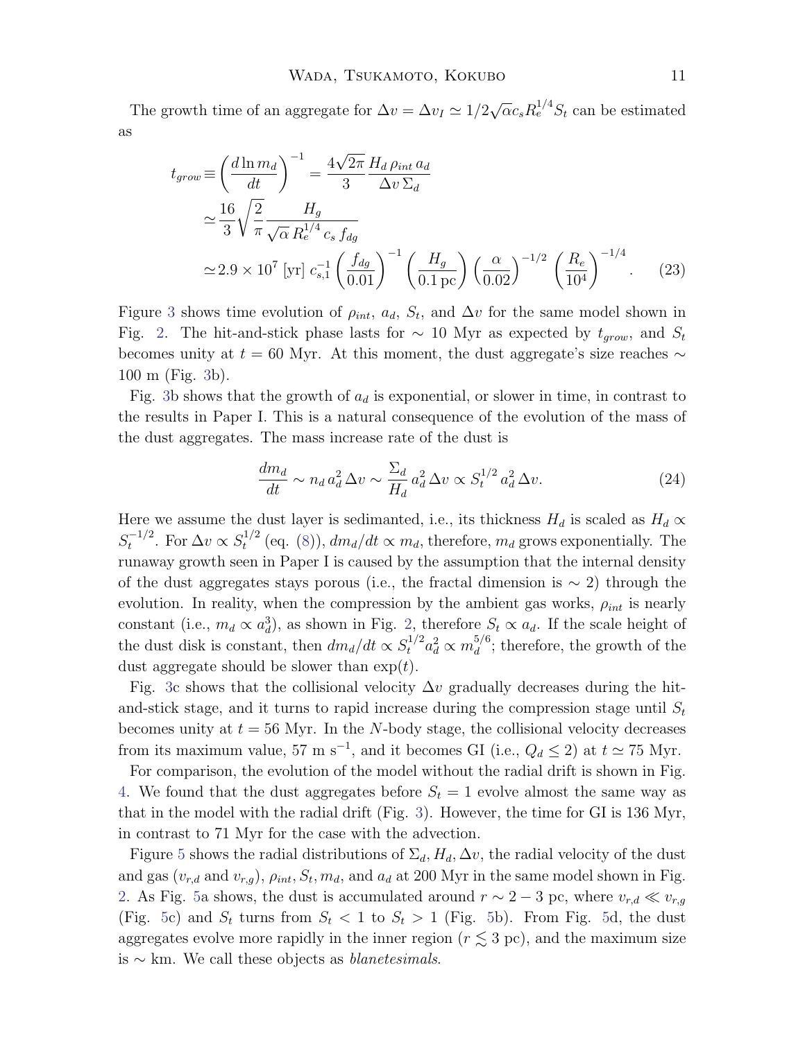The growth time of an aggregate for $\Delta v = \Delta v_I \simeq 1/2\sqrt{\alpha} c_s R_e^{1/4} S_t$ can be estimated as

$$
\begin{aligned}
t_{grow} \equiv & \left(\frac{d \ln m_d}{dt}\right)^{-1} = \frac{4\sqrt{2\pi}}{3} \frac{H_d\, \rho_{int}\, a_d}{\Delta v\, \Sigma_d} \\
\simeq & \frac{16}{3}\sqrt{\frac{2}{\pi}} \frac{H_g}{\sqrt{\alpha}\, R_e^{1/4}\, c_s\, f_{dg}} \\
\simeq & 2.9 \times 10^7 \text{ [yr] } c_{s,1}^{-1} \left(\frac{f_{dg}}{0.01}\right)^{-1} \left(\frac{H_g}{0.1\,\text{pc}}\right) \left(\frac{\alpha}{0.02}\right)^{-1/2} \left(\frac{R_e}{10^4}\right)^{-1/4}.
\end{aligned}
\tag{23}
$$

Figure 3 shows time evolution of $\rho_{int}$, $a_d$, $S_t$, and $\Delta v$ for the same model shown in Fig. 2. The hit-and-stick phase lasts for $\sim$ 10 Myr as expected by $t_{grow}$, and $S_t$ becomes unity at $t = 60$ Myr. At this moment, the dust aggregate's size reaches $\sim$ 100 m (Fig. 3b).

Fig. 3b shows that the growth of $a_d$ is exponential, or slower in time, in contrast to the results in Paper I. This is a natural consequence of the evolution of the mass of the dust aggregates. The mass increase rate of the dust is

$$
\frac{dm_d}{dt} \sim n_d\, a_d^2\, \Delta v \sim \frac{\Sigma_d}{H_d}\, a_d^2\, \Delta v \propto S_t^{1/2}\, a_d^2\, \Delta v. \tag{24}
$$

Here we assume the dust layer is sedimanted, i.e., its thickness $H_d$ is scaled as $H_d \propto S_t^{-1/2}$. For $\Delta v \propto S_t^{1/2}$ (eq. (8)), $dm_d/dt \propto m_d$, therefore, $m_d$ grows exponentially. The runaway growth seen in Paper I is caused by the assumption that the internal density of the dust aggregates stays porous (i.e., the fractal dimension is $\sim 2$) through the evolution. In reality, when the compression by the ambient gas works, $\rho_{int}$ is nearly constant (i.e., $m_d \propto a_d^3$), as shown in Fig. 2, therefore $S_t \propto a_d$. If the scale height of the dust disk is constant, then $dm_d/dt \propto S_t^{1/2} a_d^2 \propto m_d^{5/6}$; therefore, the growth of the dust aggregate should be slower than $\exp(t)$.

Fig. 3c shows that the collisional velocity $\Delta v$ gradually decreases during the hit-and-stick stage, and it turns to rapid increase during the compression stage until $S_t$ becomes unity at $t = 56$ Myr. In the $N$-body stage, the collisional velocity decreases from its maximum value, 57 m s$^{-1}$, and it becomes GI (i.e., $Q_d \leq 2$) at $t \simeq 75$ Myr.

For comparison, the evolution of the model without the radial drift is shown in Fig. 4. We found that the dust aggregates before $S_t = 1$ evolve almost the same way as that in the model with the radial drift (Fig. 3). However, the time for GI is 136 Myr, in contrast to 71 Myr for the case with the advection.

Figure 5 shows the radial distributions of $\Sigma_d, H_d, \Delta v$, the radial velocity of the dust and gas ($v_{r,d}$ and $v_{r,g}$), $\rho_{int}, S_t, m_d$, and $a_d$ at 200 Myr in the same model shown in Fig. 2. As Fig. 5a shows, the dust is accumulated around $r \sim 2-3$ pc, where $v_{r,d} \ll v_{r,g}$ (Fig. 5c) and $S_t$ turns from $S_t < 1$ to $S_t > 1$ (Fig. 5b). From Fig. 5d, the dust aggregates evolve more rapidly in the inner region ($r \lesssim 3$ pc), and the maximum size is $\sim$ km. We call these objects as *blanetesimals*.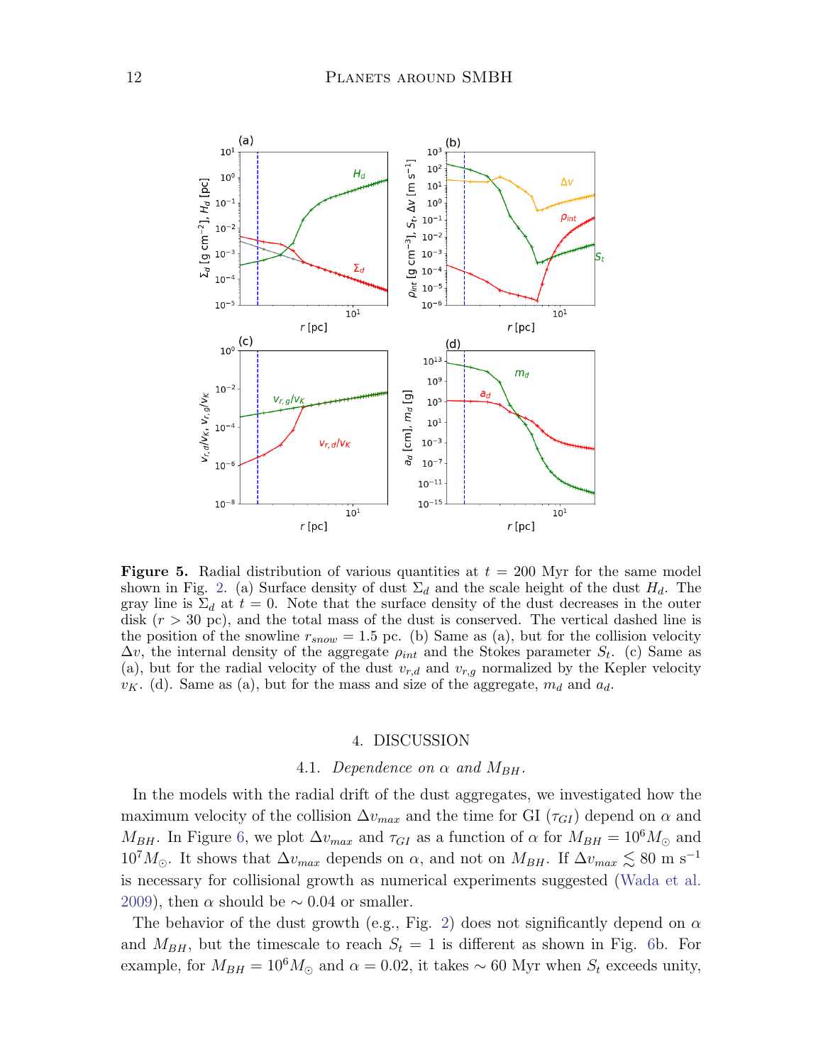**Figure 5.** Radial distribution of various quantities at $t = 200$ Myr for the same model shown in Fig. 2. (a) Surface density of dust $\Sigma_d$ and the scale height of the dust $H_d$. The gray line is $\Sigma_d$ at $t = 0$. Note that the surface density of the dust decreases in the outer disk ($r > 30$ pc), and the total mass of the dust is conserved. The vertical dashed line is the position of the snowline $r_{snow} = 1.5$ pc. (b) Same as (a), but for the collision velocity $\Delta v$, the internal density of the aggregate $\rho_{int}$ and the Stokes parameter $S_t$. (c) Same as (a), but for the radial velocity of the dust $v_{r,d}$ and $v_{r,g}$ normalized by the Kepler velocity $v_K$. (d). Same as (a), but for the mass and size of the aggregate, $m_d$ and $a_d$.

## 4. DISCUSSION

### 4.1. *Dependence on $\alpha$ and $M_{BH}$.*

In the models with the radial drift of the dust aggregates, we investigated how the maximum velocity of the collision $\Delta v_{max}$ and the time for GI ($\tau_{GI}$) depend on $\alpha$ and $M_{BH}$. In Figure 6, we plot $\Delta v_{max}$ and $\tau_{GI}$ as a function of $\alpha$ for $M_{BH} = 10^6 M_\odot$ and $10^7 M_\odot$. It shows that $\Delta v_{max}$ depends on $\alpha$, and not on $M_{BH}$. If $\Delta v_{max} \lesssim 80$ m s$^{-1}$ is necessary for collisional growth as numerical experiments suggested (Wada et al. 2009), then $\alpha$ should be $\sim 0.04$ or smaller.

The behavior of the dust growth (e.g., Fig. 2) does not significantly depend on $\alpha$ and $M_{BH}$, but the timescale to reach $S_t = 1$ is different as shown in Fig. 6b. For example, for $M_{BH} = 10^6 M_\odot$ and $\alpha = 0.02$, it takes $\sim 60$ Myr when $S_t$ exceeds unity,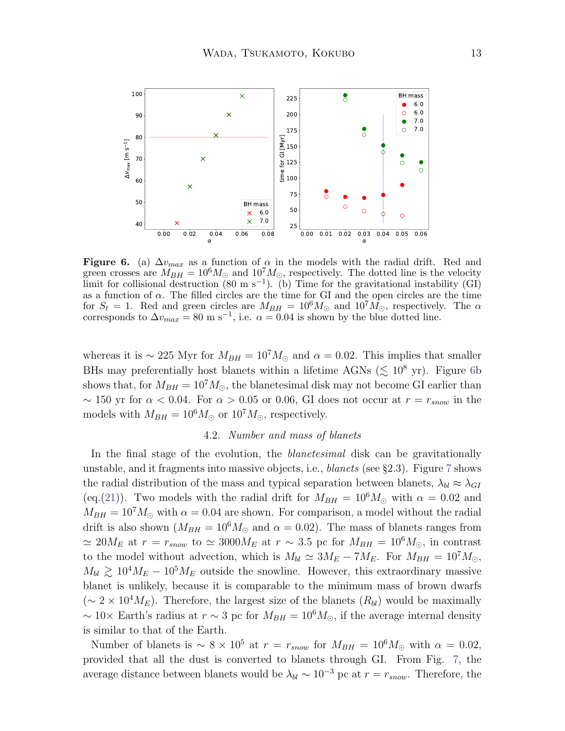**Figure 6.** (a) $\Delta v_{max}$ as a function of $\alpha$ in the models with the radial drift. Red and green crosses are $M_{BH} = 10^6 M_\odot$ and $10^7 M_\odot$, respectively. The dotted line is the velocity limit for collisional destruction (80 m s$^{-1}$). (b) Time for the gravitational instability (GI) as a function of $\alpha$. The filled circles are the time for GI and the open circles are the time for $S_t = 1$. Red and green circles are $M_{BH} = 10^6 M_\odot$ and $10^7 M_\odot$, respectively. The $\alpha$ corresponds to $\Delta v_{max} = 80$ m s$^{-1}$, i.e. $\alpha = 0.04$ is shown by the blue dotted line.

whereas it is $\sim 225$ Myr for $M_{BH} = 10^7 M_\odot$ and $\alpha = 0.02$. This implies that smaller BHs may preferentially host blanets within a lifetime AGNs ($\lesssim 10^8$ yr). Figure 6b shows that, for $M_{BH} = 10^7 M_\odot$, the blanetesimal disk may not become GI earlier than $\sim 150$ yr for $\alpha < 0.04$. For $\alpha > 0.05$ or 0.06, GI does not occur at $r = r_{snow}$ in the models with $M_{BH} = 10^6 M_\odot$ or $10^7 M_\odot$, respectively.

### 4.2. *Number and mass of blanets*

In the final stage of the evolution, the *blanetesimal* disk can be gravitationally unstable, and it fragments into massive objects, i.e., *blanets* (see §2.3). Figure 7 shows the radial distribution of the mass and typical separation between blanets, $\lambda_{bl} \approx \lambda_{GI}$ (eq.(21)). Two models with the radial drift for $M_{BH} = 10^6 M_\odot$ with $\alpha = 0.02$ and $M_{BH} = 10^7 M_\odot$ with $\alpha = 0.04$ are shown. For comparison, a model without the radial drift is also shown ($M_{BH} = 10^6 M_\odot$ and $\alpha = 0.02$). The mass of blanets ranges from $\simeq 20 M_E$ at $r = r_{snow}$ to $\simeq 3000 M_E$ at $r \sim 3.5$ pc for $M_{BH} = 10^6 M_\odot$, in contrast to the model without advection, which is $M_{bl} \simeq 3 M_E - 7 M_E$. For $M_{BH} = 10^7 M_\odot$, $M_{bl} \gtrsim 10^4 M_E - 10^5 M_E$ outside the snowline. However, this extraordinary massive blanet is unlikely, because it is comparable to the minimum mass of brown dwarfs ($\sim 2 \times 10^4 M_E$). Therefore, the largest size of the blanets ($R_{bl}$) would be maximally $\sim 10\times$ Earth's radius at $r \sim 3$ pc for $M_{BH} = 10^6 M_\odot$, if the average internal density is similar to that of the Earth.

Number of blanets is $\sim 8 \times 10^5$ at $r = r_{snow}$ for $M_{BH} = 10^6 M_\odot$ with $\alpha = 0.02$, provided that all the dust is converted to blanets through GI. From Fig. 7, the average distance between blanets would be $\lambda_{bl} \sim 10^{-3}$ pc at $r = r_{snow}$. Therefore, the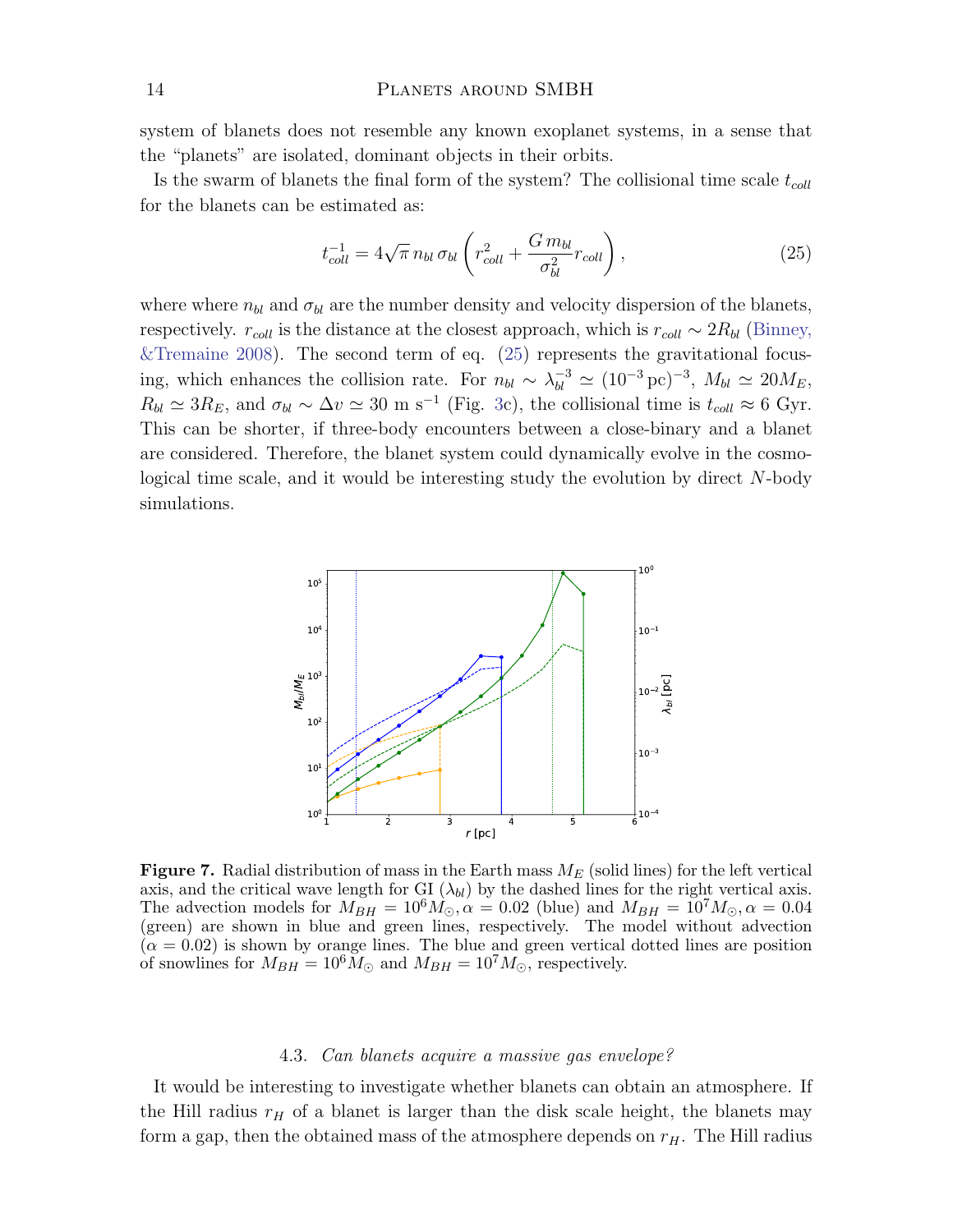system of blanets does not resemble any known exoplanet systems, in a sense that the "planets" are isolated, dominant objects in their orbits.

Is the swarm of blanets the final form of the system? The collisional time scale $t_{coll}$ for the blanets can be estimated as:

$$t_{coll}^{-1} = 4\sqrt{\pi}\, n_{bl}\, \sigma_{bl} \left( r_{coll}^2 + \frac{G\, m_{bl}}{\sigma_{bl}^2} r_{coll} \right), \tag{25}$$

where where $n_{bl}$ and $\sigma_{bl}$ are the number density and velocity dispersion of the blanets, respectively. $r_{coll}$ is the distance at the closest approach, which is $r_{coll} \sim 2R_{bl}$ (Binney, &Tremaine 2008). The second term of eq. (25) represents the gravitational focusing, which enhances the collision rate. For $n_{bl} \sim \lambda_{bl}^{-3} \simeq (10^{-3}\,\mathrm{pc})^{-3}$, $M_{bl} \simeq 20 M_E$, $R_{bl} \simeq 3R_E$, and $\sigma_{bl} \sim \Delta v \simeq 30$ m s$^{-1}$ (Fig. 3c), the collisional time is $t_{coll} \approx 6$ Gyr. This can be shorter, if three-body encounters between a close-binary and a blanet are considered. Therefore, the blanet system could dynamically evolve in the cosmological time scale, and it would be interesting study the evolution by direct $N$-body simulations.

**Figure 7.** Radial distribution of mass in the Earth mass $M_E$ (solid lines) for the left vertical axis, and the critical wave length for GI ($\lambda_{bl}$) by the dashed lines for the right vertical axis. The advection models for $M_{BH} = 10^6 M_\odot, \alpha = 0.02$ (blue) and $M_{BH} = 10^7 M_\odot, \alpha = 0.04$ (green) are shown in blue and green lines, respectively. The model without advection ($\alpha = 0.02$) is shown by orange lines. The blue and green vertical dotted lines are position of snowlines for $M_{BH} = 10^6 M_\odot$ and $M_{BH} = 10^7 M_\odot$, respectively.

### 4.3. *Can blanets acquire a massive gas envelope?*

It would be interesting to investigate whether blanets can obtain an atmosphere. If the Hill radius $r_H$ of a blanet is larger than the disk scale height, the blanets may form a gap, then the obtained mass of the atmosphere depends on $r_H$. The Hill radius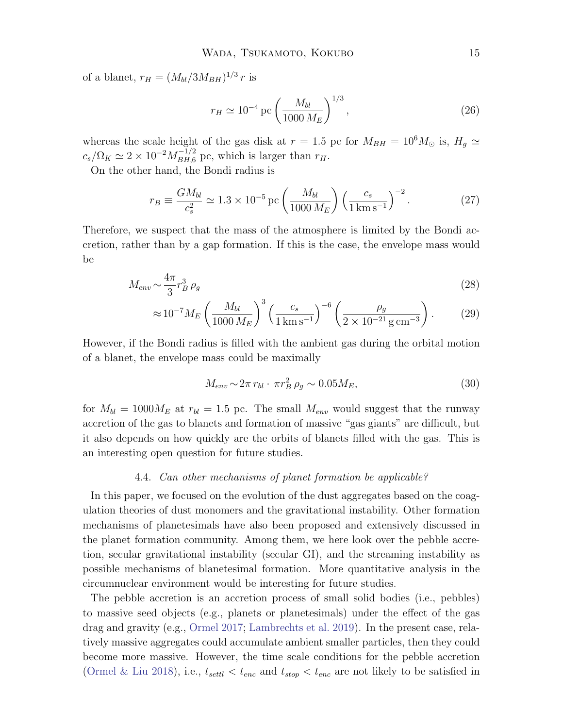of a blanet, $r_H = (M_{bl}/3M_{BH})^{1/3}\, r$ is

$$r_H \simeq 10^{-4}\,\mathrm{pc} \left(\frac{M_{bl}}{1000\,M_E}\right)^{1/3}, \tag{26}$$

whereas the scale height of the gas disk at $r = 1.5$ pc for $M_{BH} = 10^6 M_\odot$ is, $H_g \simeq c_s/\Omega_K \simeq 2 \times 10^{-2} M_{BH,6}^{-1/2}$ pc, which is larger than $r_H$.

On the other hand, the Bondi radius is

$$r_B \equiv \frac{GM_{bl}}{c_s^2} \simeq 1.3 \times 10^{-5}\,\mathrm{pc} \left(\frac{M_{bl}}{1000\,M_E}\right) \left(\frac{c_s}{1\,\mathrm{km\,s^{-1}}}\right)^{-2}. \tag{27}$$

Therefore, we suspect that the mass of the atmosphere is limited by the Bondi accretion, rather than by a gap formation. If this is the case, the envelope mass would be

$$M_{env} \sim \frac{4\pi}{3} r_B^3 \,\rho_g \tag{28}$$

$$\approx 10^{-7} M_E \left(\frac{M_{bl}}{1000\,M_E}\right)^3 \left(\frac{c_s}{1\,\mathrm{km\,s^{-1}}}\right)^{-6} \left(\frac{\rho_g}{2 \times 10^{-21}\,\mathrm{g\,cm^{-3}}}\right). \tag{29}$$

However, if the Bondi radius is filled with the ambient gas during the orbital motion of a blanet, the envelope mass could be maximally

$$M_{env} \sim 2\pi\, r_{bl} \cdot \pi r_B^2 \,\rho_g \sim 0.05 M_E, \tag{30}$$

for $M_{bl} = 1000 M_E$ at $r_{bl} = 1.5$ pc. The small $M_{env}$ would suggest that the runway accretion of the gas to blanets and formation of massive "gas giants" are difficult, but it also depends on how quickly are the orbits of blanets filled with the gas. This is an interesting open question for future studies.

### 4.4. *Can other mechanisms of planet formation be applicable?*

In this paper, we focused on the evolution of the dust aggregates based on the coagulation theories of dust monomers and the gravitational instability. Other formation mechanisms of planetesimals have also been proposed and extensively discussed in the planet formation community. Among them, we here look over the pebble accretion, secular gravitational instability (secular GI), and the streaming instability as possible mechanisms of blanetesimal formation. More quantitative analysis in the circumnuclear environment would be interesting for future studies.

The pebble accretion is an accretion process of small solid bodies (i.e., pebbles) to massive seed objects (e.g., planets or planetesimals) under the effect of the gas drag and gravity (e.g., Ormel 2017; Lambrechts et al. 2019). In the present case, relatively massive aggregates could accumulate ambient smaller particles, then they could become more massive. However, the time scale conditions for the pebble accretion (Ormel & Liu 2018), i.e., $t_{settl} < t_{enc}$ and $t_{stop} < t_{enc}$ are not likely to be satisfied in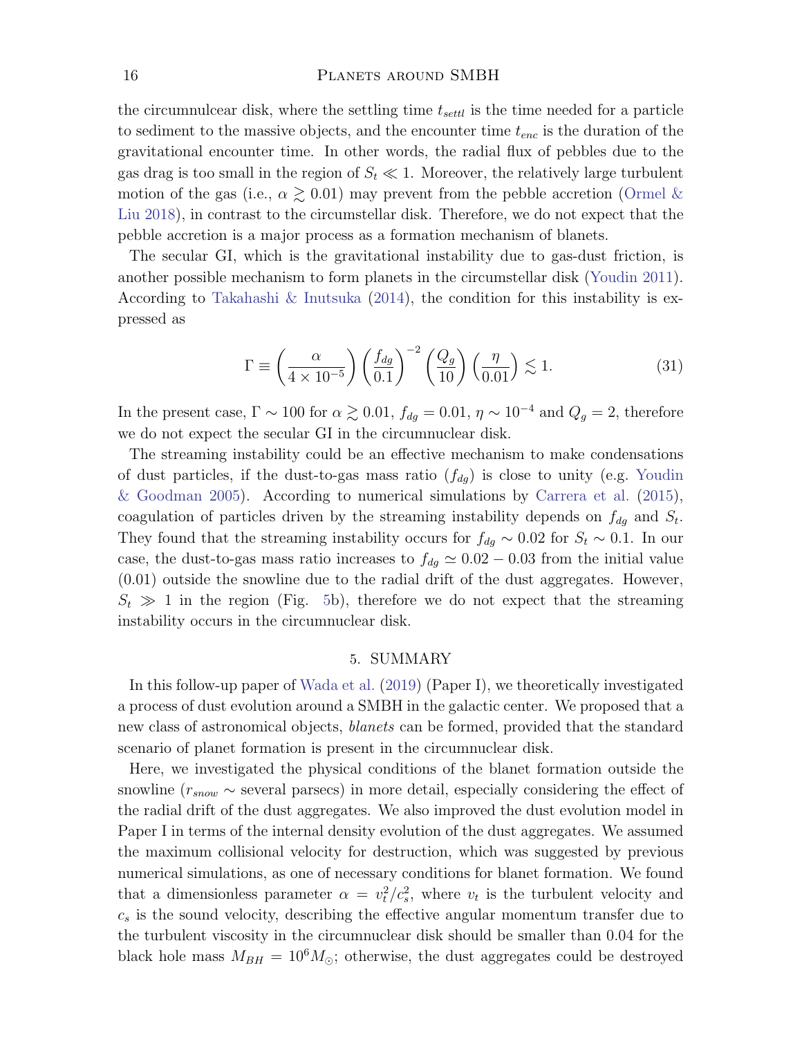the circumnulcear disk, where the settling time $t_{settl}$ is the time needed for a particle to sediment to the massive objects, and the encounter time $t_{enc}$ is the duration of the gravitational encounter time. In other words, the radial flux of pebbles due to the gas drag is too small in the region of $S_t \ll 1$. Moreover, the relatively large turbulent motion of the gas (i.e., $\alpha \gtrsim 0.01$) may prevent from the pebble accretion (Ormel & Liu 2018), in contrast to the circumstellar disk. Therefore, we do not expect that the pebble accretion is a major process as a formation mechanism of blanets.

The secular GI, which is the gravitational instability due to gas-dust friction, is another possible mechanism to form planets in the circumstellar disk (Youdin 2011). According to Takahashi & Inutsuka (2014), the condition for this instability is expressed as

$$\Gamma \equiv \left(\frac{\alpha}{4 \times 10^{-5}}\right) \left(\frac{f_{dg}}{0.1}\right)^{-2} \left(\frac{Q_g}{10}\right) \left(\frac{\eta}{0.01}\right) \lesssim 1. \tag{31}$$

In the present case, $\Gamma \sim 100$ for $\alpha \gtrsim 0.01$, $f_{dg} = 0.01$, $\eta \sim 10^{-4}$ and $Q_g = 2$, therefore we do not expect the secular GI in the circumnuclear disk.

The streaming instability could be an effective mechanism to make condensations of dust particles, if the dust-to-gas mass ratio ($f_{dg}$) is close to unity (e.g. Youdin & Goodman 2005). According to numerical simulations by Carrera et al. (2015), coagulation of particles driven by the streaming instability depends on $f_{dg}$ and $S_t$. They found that the streaming instability occurs for $f_{dg} \sim 0.02$ for $S_t \sim 0.1$. In our case, the dust-to-gas mass ratio increases to $f_{dg} \simeq 0.02 - 0.03$ from the initial value (0.01) outside the snowline due to the radial drift of the dust aggregates. However, $S_t \gg 1$ in the region (Fig. 5b), therefore we do not expect that the streaming instability occurs in the circumnuclear disk.

## 5. SUMMARY

In this follow-up paper of Wada et al. (2019) (Paper I), we theoretically investigated a process of dust evolution around a SMBH in the galactic center. We proposed that a new class of astronomical objects, *blanets* can be formed, provided that the standard scenario of planet formation is present in the circumnuclear disk.

Here, we investigated the physical conditions of the blanet formation outside the snowline ($r_{snow} \sim$ several parsecs) in more detail, especially considering the effect of the radial drift of the dust aggregates. We also improved the dust evolution model in Paper I in terms of the internal density evolution of the dust aggregates. We assumed the maximum collisional velocity for destruction, which was suggested by previous numerical simulations, as one of necessary conditions for blanet formation. We found that a dimensionless parameter $\alpha = v_t^2/c_s^2$, where $v_t$ is the turbulent velocity and $c_s$ is the sound velocity, describing the effective angular momentum transfer due to the turbulent viscosity in the circumnuclear disk should be smaller than 0.04 for the black hole mass $M_{BH} = 10^6 M_{\odot}$; otherwise, the dust aggregates could be destroyed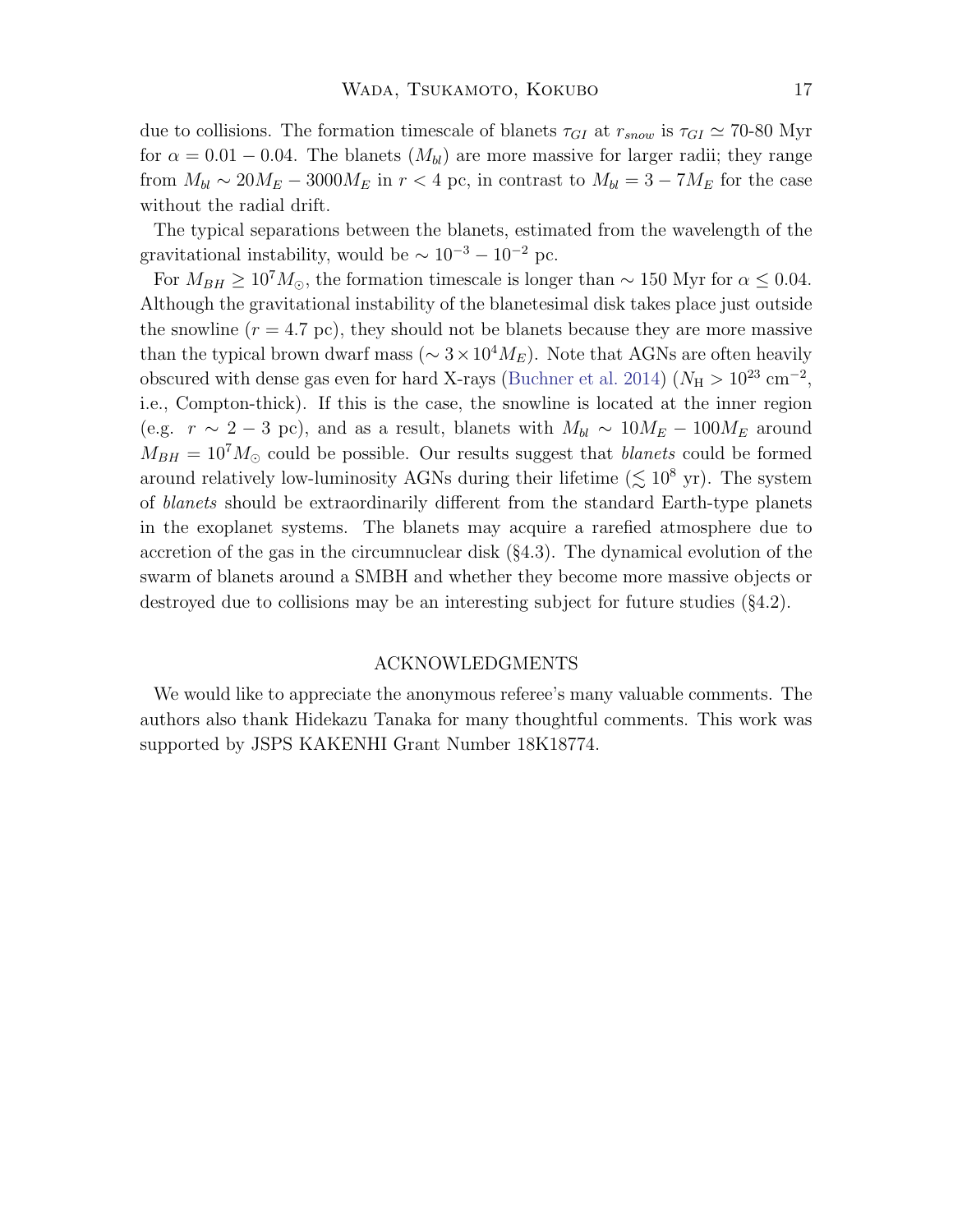due to collisions. The formation timescale of blanets $\tau_{GI}$ at $r_{snow}$ is $\tau_{GI} \simeq$ 70-80 Myr for $\alpha = 0.01 - 0.04$. The blanets ($M_{bl}$) are more massive for larger radii; they range from $M_{bl} \sim 20 M_E - 3000 M_E$ in $r < 4$ pc, in contrast to $M_{bl} = 3 - 7 M_E$ for the case without the radial drift.

The typical separations between the blanets, estimated from the wavelength of the gravitational instability, would be $\sim 10^{-3} - 10^{-2}$ pc.

For $M_{BH} \geq 10^7 M_{\odot}$, the formation timescale is longer than $\sim 150$ Myr for $\alpha \leq 0.04$. Although the gravitational instability of the blanetesimal disk takes place just outside the snowline ($r = 4.7$ pc), they should not be blanets because they are more massive than the typical brown dwarf mass ($\sim 3 \times 10^4 M_E$). Note that AGNs are often heavily obscured with dense gas even for hard X-rays (Buchner et al. 2014) ($N_{\rm H} > 10^{23}$ cm$^{-2}$, i.e., Compton-thick). If this is the case, the snowline is located at the inner region (e.g. $r \sim 2 - 3$ pc), and as a result, blanets with $M_{bl} \sim 10 M_E - 100 M_E$ around $M_{BH} = 10^7 M_{\odot}$ could be possible. Our results suggest that *blanets* could be formed around relatively low-luminosity AGNs during their lifetime ($\lesssim 10^8$ yr). The system of *blanets* should be extraordinarily different from the standard Earth-type planets in the exoplanet systems. The blanets may acquire a rarefied atmosphere due to accretion of the gas in the circumnuclear disk (§4.3). The dynamical evolution of the swarm of blanets around a SMBH and whether they become more massive objects or destroyed due to collisions may be an interesting subject for future studies (§4.2).

## ACKNOWLEDGMENTS

We would like to appreciate the anonymous referee's many valuable comments. The authors also thank Hidekazu Tanaka for many thoughtful comments. This work was supported by JSPS KAKENHI Grant Number 18K18774.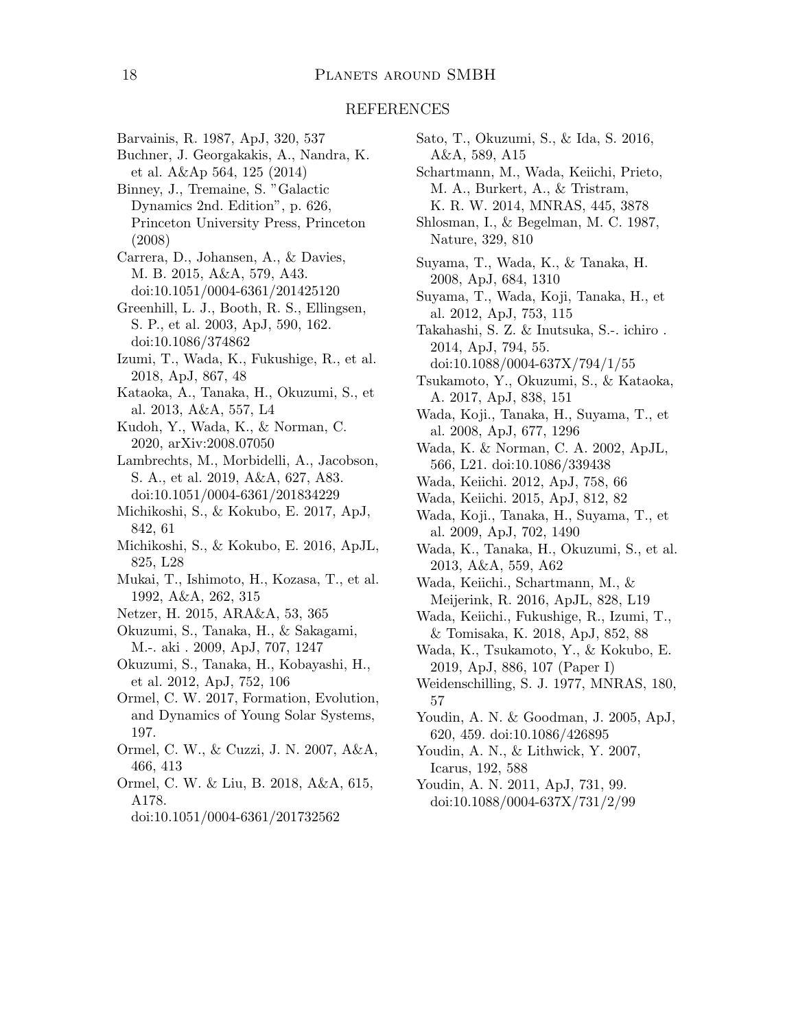## REFERENCES

Barvainis, R. 1987, ApJ, 320, 537

Buchner, J. Georgakakis, A., Nandra, K. et al. A&Ap 564, 125 (2014)

Binney, J., Tremaine, S. "Galactic Dynamics 2nd. Edition", p. 626, Princeton University Press, Princeton (2008)

Carrera, D., Johansen, A., & Davies, M. B. 2015, A&A, 579, A43. doi:10.1051/0004-6361/201425120

Greenhill, L. J., Booth, R. S., Ellingsen, S. P., et al. 2003, ApJ, 590, 162. doi:10.1086/374862

Izumi, T., Wada, K., Fukushige, R., et al. 2018, ApJ, 867, 48

Kataoka, A., Tanaka, H., Okuzumi, S., et al. 2013, A&A, 557, L4

Kudoh, Y., Wada, K., & Norman, C. 2020, arXiv:2008.07050

Lambrechts, M., Morbidelli, A., Jacobson, S. A., et al. 2019, A&A, 627, A83. doi:10.1051/0004-6361/201834229

Michikoshi, S., & Kokubo, E. 2017, ApJ, 842, 61

Michikoshi, S., & Kokubo, E. 2016, ApJL, 825, L28

Mukai, T., Ishimoto, H., Kozasa, T., et al. 1992, A&A, 262, 315

Netzer, H. 2015, ARA&A, 53, 365

Okuzumi, S., Tanaka, H., & Sakagami, M.-. aki . 2009, ApJ, 707, 1247

Okuzumi, S., Tanaka, H., Kobayashi, H., et al. 2012, ApJ, 752, 106

Ormel, C. W. 2017, Formation, Evolution, and Dynamics of Young Solar Systems, 197.

Ormel, C. W., & Cuzzi, J. N. 2007, A&A, 466, 413

Ormel, C. W. & Liu, B. 2018, A&A, 615, A178. doi:10.1051/0004-6361/201732562

Sato, T., Okuzumi, S., & Ida, S. 2016, A&A, 589, A15

Schartmann, M., Wada, Keiichi, Prieto, M. A., Burkert, A., & Tristram, K. R. W. 2014, MNRAS, 445, 3878

Shlosman, I., & Begelman, M. C. 1987, Nature, 329, 810

Suyama, T., Wada, K., & Tanaka, H. 2008, ApJ, 684, 1310

Suyama, T., Wada, Koji, Tanaka, H., et al. 2012, ApJ, 753, 115

Takahashi, S. Z. & Inutsuka, S.-. ichiro . 2014, ApJ, 794, 55. doi:10.1088/0004-637X/794/1/55

Tsukamoto, Y., Okuzumi, S., & Kataoka, A. 2017, ApJ, 838, 151

Wada, Koji., Tanaka, H., Suyama, T., et al. 2008, ApJ, 677, 1296

Wada, K. & Norman, C. A. 2002, ApJL, 566, L21. doi:10.1086/339438

Wada, Keiichi. 2012, ApJ, 758, 66

Wada, Keiichi. 2015, ApJ, 812, 82

Wada, Koji., Tanaka, H., Suyama, T., et al. 2009, ApJ, 702, 1490

Wada, K., Tanaka, H., Okuzumi, S., et al. 2013, A&A, 559, A62

Wada, Keiichi., Schartmann, M., & Meijerink, R. 2016, ApJL, 828, L19

Wada, Keiichi., Fukushige, R., Izumi, T., & Tomisaka, K. 2018, ApJ, 852, 88

Wada, K., Tsukamoto, Y., & Kokubo, E. 2019, ApJ, 886, 107 (Paper I)

Weidenschilling, S. J. 1977, MNRAS, 180, 57

Youdin, A. N. & Goodman, J. 2005, ApJ, 620, 459. doi:10.1086/426895

Youdin, A. N., & Lithwick, Y. 2007, Icarus, 192, 588

Youdin, A. N. 2011, ApJ, 731, 99. doi:10.1088/0004-637X/731/2/99